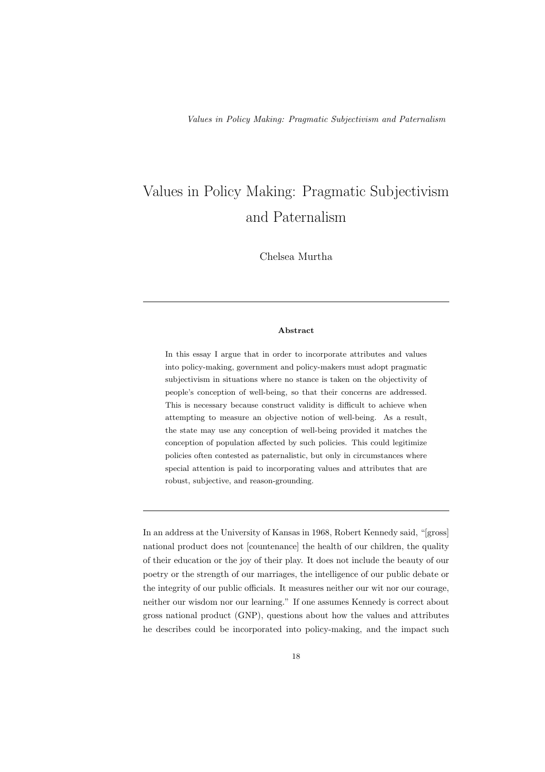# Values in Policy Making: Pragmatic Subjectivism and Paternalism

Chelsea Murtha

---

**Abstract**

In this essay I argue that in order to incorporate attributes and values into policy-making, government and policy-makers must adopt pragmatic subjectivism in situations where no stance is taken on the objectivity of people's conception of well-being, so that their concerns are addressed. This is necessary because construct validity is difficult to achieve when attempting to measure an objective notion of well-being. As a result, the state may use any conception of well-being provided it matches the conception of population affected by such policies. This could legitimize policies often contested as paternalistic, but only in circumstances where special attention is paid to incorporating values and attributes that are robust, subjective, and reason-grounding.

---

In an address at the University of Kansas in 1968, Robert Kennedy said, "[gross] national product does not [countenance] the health of our children, the quality of their education or the joy of their play. It does not include the beauty of our poetry or the strength of our marriages, the intelligence of our public debate or the integrity of our public officials. It measures neither our wit nor our courage, neither our wisdom nor our learning." If one assumes Kennedy is correct about gross national product (GNP), questions about how the values and attributes he describes could be incorporated into policy-making, and the impact such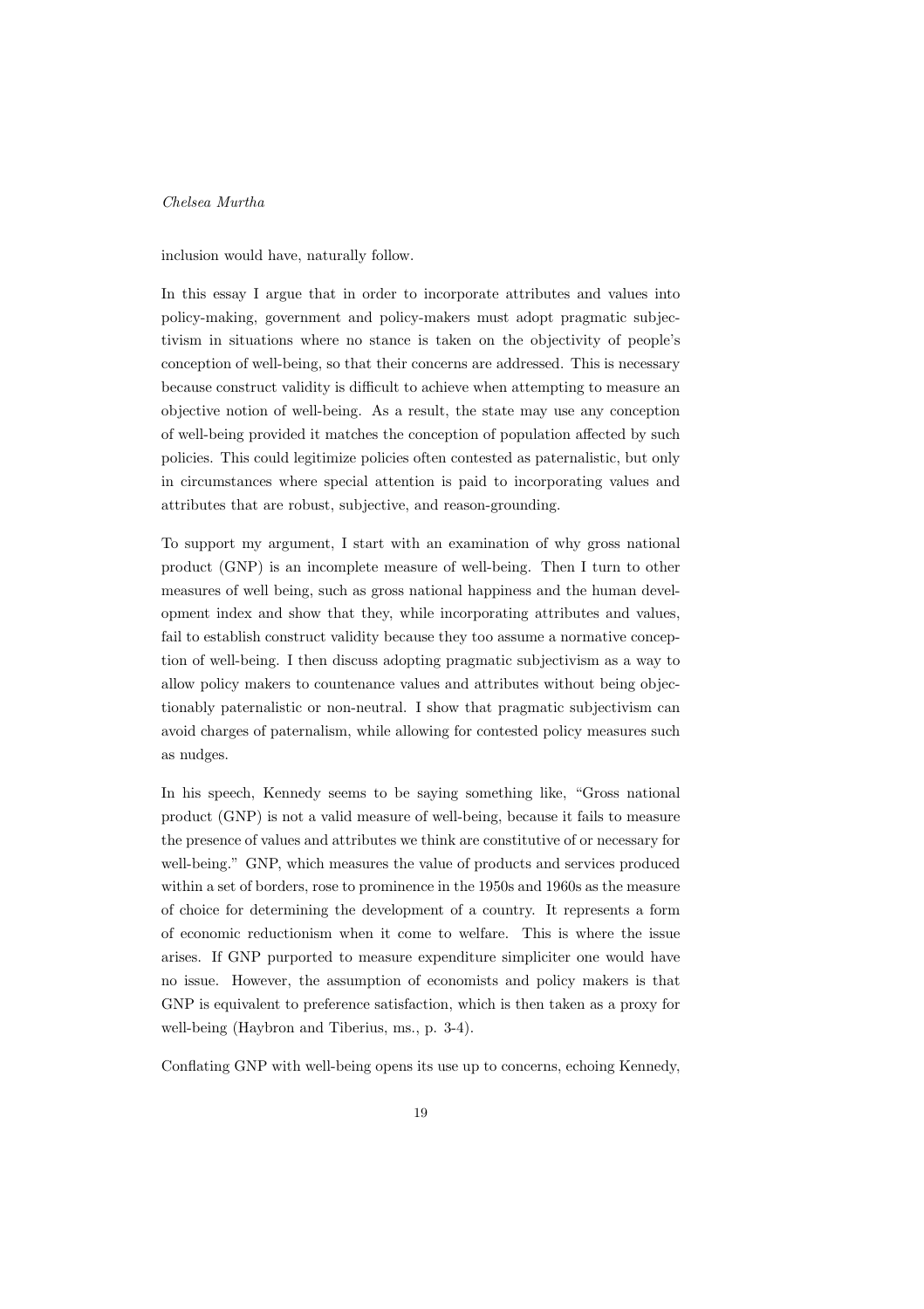inclusion would have, naturally follow.

In this essay I argue that in order to incorporate attributes and values into policy-making, government and policy-makers must adopt pragmatic subjectivism in situations where no stance is taken on the objectivity of people's conception of well-being, so that their concerns are addressed. This is necessary because construct validity is difficult to achieve when attempting to measure an objective notion of well-being. As a result, the state may use any conception of well-being provided it matches the conception of population affected by such policies. This could legitimize policies often contested as paternalistic, but only in circumstances where special attention is paid to incorporating values and attributes that are robust, subjective, and reason-grounding.

To support my argument, I start with an examination of why gross national product (GNP) is an incomplete measure of well-being. Then I turn to other measures of well being, such as gross national happiness and the human development index and show that they, while incorporating attributes and values, fail to establish construct validity because they too assume a normative conception of well-being. I then discuss adopting pragmatic subjectivism as a way to allow policy makers to countenance values and attributes without being objectionably paternalistic or non-neutral. I show that pragmatic subjectivism can avoid charges of paternalism, while allowing for contested policy measures such as nudges.

In his speech, Kennedy seems to be saying something like, "Gross national product (GNP) is not a valid measure of well-being, because it fails to measure the presence of values and attributes we think are constitutive of or necessary for well-being." GNP, which measures the value of products and services produced within a set of borders, rose to prominence in the 1950s and 1960s as the measure of choice for determining the development of a country. It represents a form of economic reductionism when it come to welfare. This is where the issue arises. If GNP purported to measure expenditure simpliciter one would have no issue. However, the assumption of economists and policy makers is that GNP is equivalent to preference satisfaction, which is then taken as a proxy for well-being (Haybron and Tiberius, ms., p. 3-4).

Conflating GNP with well-being opens its use up to concerns, echoing Kennedy,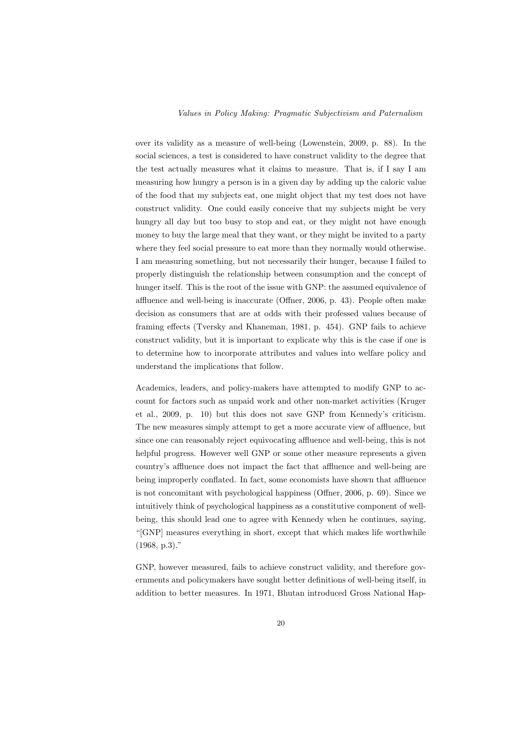over its validity as a measure of well-being (Lowenstein, 2009, p. 88). In the social sciences, a test is considered to have construct validity to the degree that the test actually measures what it claims to measure. That is, if I say I am measuring how hungry a person is in a given day by adding up the caloric value of the food that my subjects eat, one might object that my test does not have construct validity. One could easily conceive that my subjects might be very hungry all day but too busy to stop and eat, or they might not have enough money to buy the large meal that they want, or they might be invited to a party where they feel social pressure to eat more than they normally would otherwise. I am measuring something, but not necessarily their hunger, because I failed to properly distinguish the relationship between consumption and the concept of hunger itself. This is the root of the issue with GNP: the assumed equivalence of affluence and well-being is inaccurate (Offner, 2006, p. 43). People often make decision as consumers that are at odds with their professed values because of framing effects (Tversky and Khaneman, 1981, p. 454). GNP fails to achieve construct validity, but it is important to explicate why this is the case if one is to determine how to incorporate attributes and values into welfare policy and understand the implications that follow.

Academics, leaders, and policy-makers have attempted to modify GNP to account for factors such as unpaid work and other non-market activities (Kruger et al., 2009, p. 10) but this does not save GNP from Kennedy's criticism. The new measures simply attempt to get a more accurate view of affluence, but since one can reasonably reject equivocating affluence and well-being, this is not helpful progress. However well GNP or some other measure represents a given country's affluence does not impact the fact that affluence and well-being are being improperly conflated. In fact, some economists have shown that affluence is not concomitant with psychological happiness (Offner, 2006, p. 69). Since we intuitively think of psychological happiness as a constitutive component of well-being, this should lead one to agree with Kennedy when he continues, saying, "[GNP] measures everything in short, except that which makes life worthwhile (1968, p.3)."

GNP, however measured, fails to achieve construct validity, and therefore governments and policymakers have sought better definitions of well-being itself, in addition to better measures. In 1971, Bhutan introduced Gross National Hap-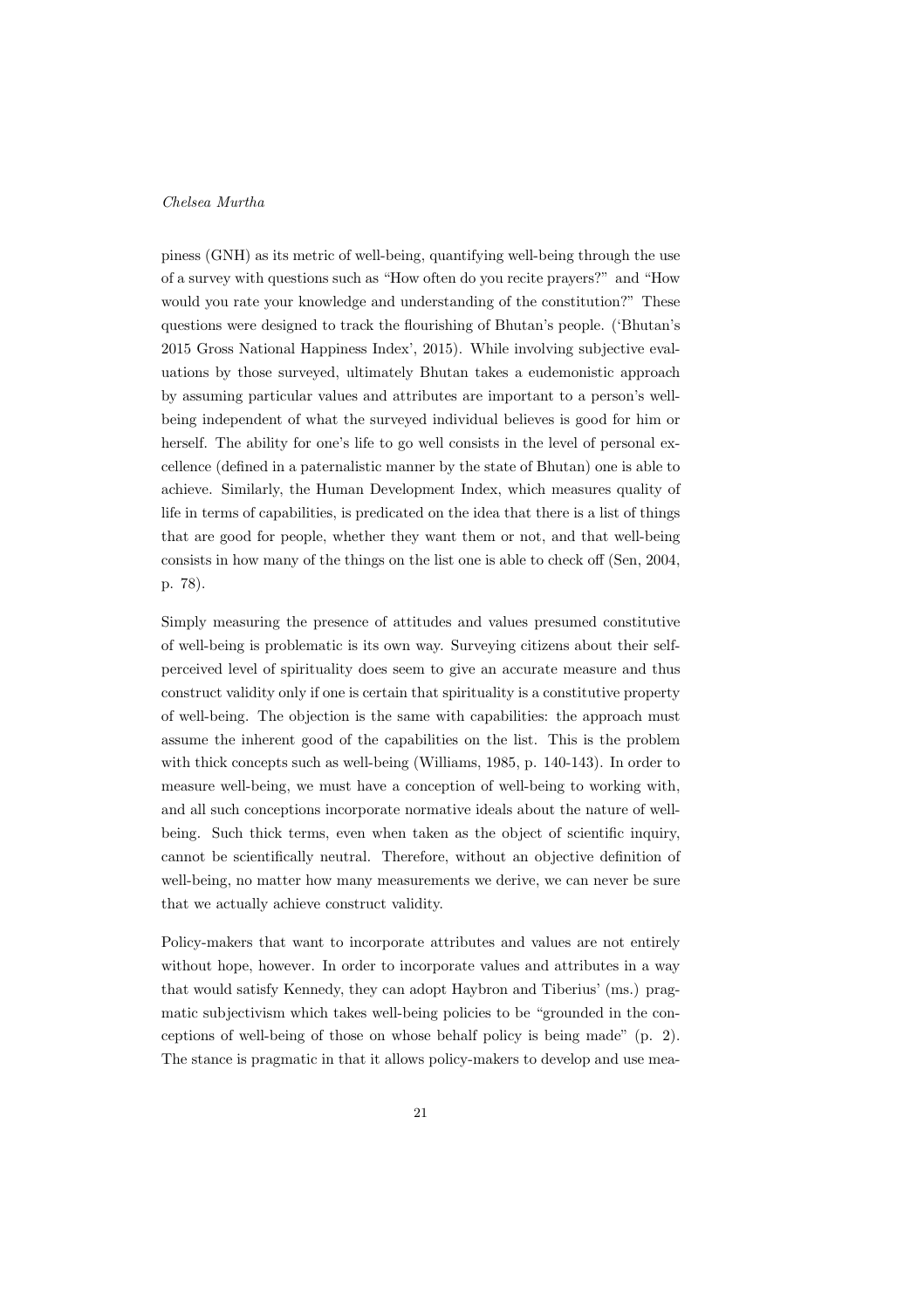piness (GNH) as its metric of well-being, quantifying well-being through the use of a survey with questions such as "How often do you recite prayers?" and "How would you rate your knowledge and understanding of the constitution?" These questions were designed to track the flourishing of Bhutan's people. ('Bhutan's 2015 Gross National Happiness Index', 2015). While involving subjective evaluations by those surveyed, ultimately Bhutan takes a eudemonistic approach by assuming particular values and attributes are important to a person's well-being independent of what the surveyed individual believes is good for him or herself. The ability for one's life to go well consists in the level of personal excellence (defined in a paternalistic manner by the state of Bhutan) one is able to achieve. Similarly, the Human Development Index, which measures quality of life in terms of capabilities, is predicated on the idea that there is a list of things that are good for people, whether they want them or not, and that well-being consists in how many of the things on the list one is able to check off (Sen, 2004, p. 78).

Simply measuring the presence of attitudes and values presumed constitutive of well-being is problematic is its own way. Surveying citizens about their self-perceived level of spirituality does seem to give an accurate measure and thus construct validity only if one is certain that spirituality is a constitutive property of well-being. The objection is the same with capabilities: the approach must assume the inherent good of the capabilities on the list. This is the problem with thick concepts such as well-being (Williams, 1985, p. 140-143). In order to measure well-being, we must have a conception of well-being to working with, and all such conceptions incorporate normative ideals about the nature of well-being. Such thick terms, even when taken as the object of scientific inquiry, cannot be scientifically neutral. Therefore, without an objective definition of well-being, no matter how many measurements we derive, we can never be sure that we actually achieve construct validity.

Policy-makers that want to incorporate attributes and values are not entirely without hope, however. In order to incorporate values and attributes in a way that would satisfy Kennedy, they can adopt Haybron and Tiberius' (ms.) pragmatic subjectivism which takes well-being policies to be "grounded in the conceptions of well-being of those on whose behalf policy is being made" (p. 2). The stance is pragmatic in that it allows policy-makers to develop and use mea-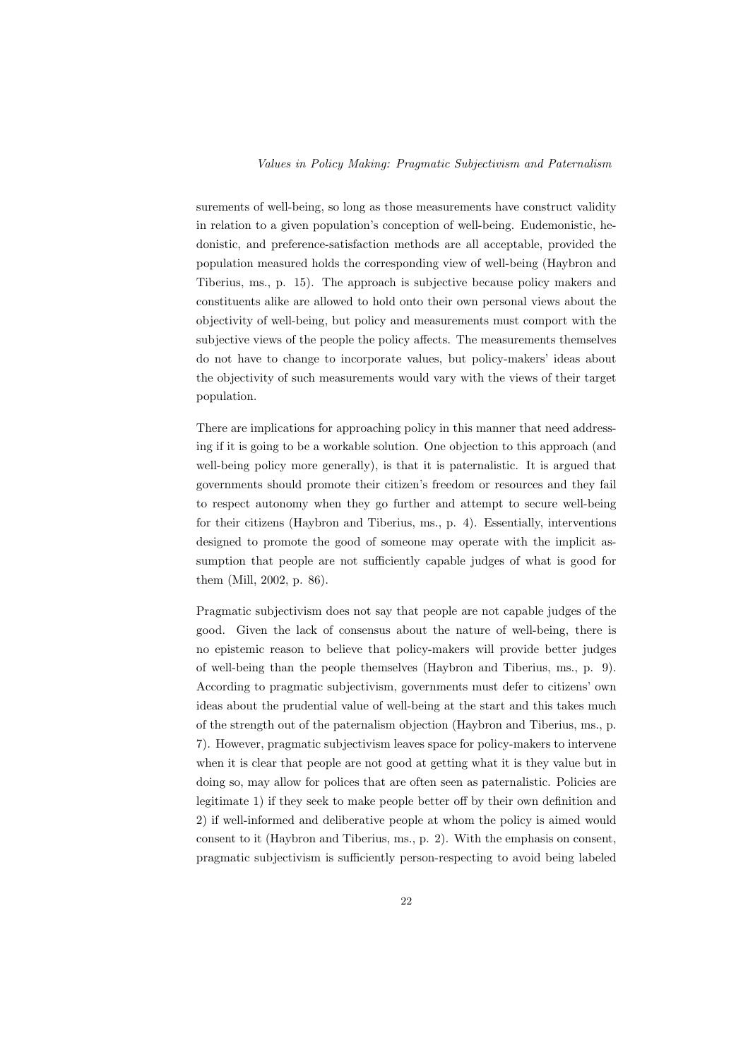surements of well-being, so long as those measurements have construct validity in relation to a given population's conception of well-being. Eudemonistic, hedonistic, and preference-satisfaction methods are all acceptable, provided the population measured holds the corresponding view of well-being (Haybron and Tiberius, ms., p. 15). The approach is subjective because policy makers and constituents alike are allowed to hold onto their own personal views about the objectivity of well-being, but policy and measurements must comport with the subjective views of the people the policy affects. The measurements themselves do not have to change to incorporate values, but policy-makers' ideas about the objectivity of such measurements would vary with the views of their target population.

There are implications for approaching policy in this manner that need addressing if it is going to be a workable solution. One objection to this approach (and well-being policy more generally), is that it is paternalistic. It is argued that governments should promote their citizen's freedom or resources and they fail to respect autonomy when they go further and attempt to secure well-being for their citizens (Haybron and Tiberius, ms., p. 4). Essentially, interventions designed to promote the good of someone may operate with the implicit assumption that people are not sufficiently capable judges of what is good for them (Mill, 2002, p. 86).

Pragmatic subjectivism does not say that people are not capable judges of the good. Given the lack of consensus about the nature of well-being, there is no epistemic reason to believe that policy-makers will provide better judges of well-being than the people themselves (Haybron and Tiberius, ms., p. 9). According to pragmatic subjectivism, governments must defer to citizens' own ideas about the prudential value of well-being at the start and this takes much of the strength out of the paternalism objection (Haybron and Tiberius, ms., p. 7). However, pragmatic subjectivism leaves space for policy-makers to intervene when it is clear that people are not good at getting what it is they value but in doing so, may allow for polices that are often seen as paternalistic. Policies are legitimate 1) if they seek to make people better off by their own definition and 2) if well-informed and deliberative people at whom the policy is aimed would consent to it (Haybron and Tiberius, ms., p. 2). With the emphasis on consent, pragmatic subjectivism is sufficiently person-respecting to avoid being labeled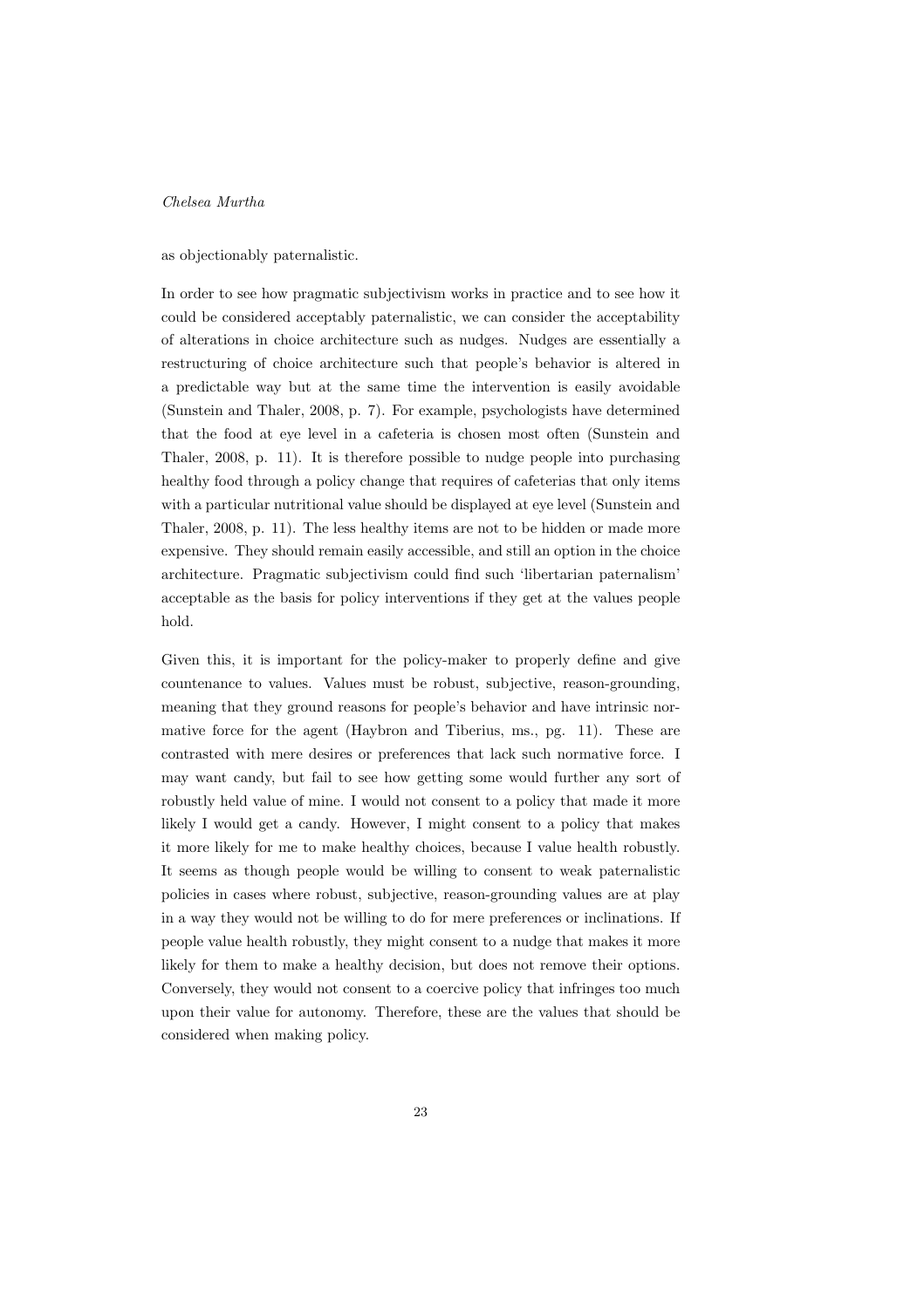as objectionably paternalistic.

In order to see how pragmatic subjectivism works in practice and to see how it could be considered acceptably paternalistic, we can consider the acceptability of alterations in choice architecture such as nudges. Nudges are essentially a restructuring of choice architecture such that people's behavior is altered in a predictable way but at the same time the intervention is easily avoidable (Sunstein and Thaler, 2008, p. 7). For example, psychologists have determined that the food at eye level in a cafeteria is chosen most often (Sunstein and Thaler, 2008, p. 11). It is therefore possible to nudge people into purchasing healthy food through a policy change that requires of cafeterias that only items with a particular nutritional value should be displayed at eye level (Sunstein and Thaler, 2008, p. 11). The less healthy items are not to be hidden or made more expensive. They should remain easily accessible, and still an option in the choice architecture. Pragmatic subjectivism could find such 'libertarian paternalism' acceptable as the basis for policy interventions if they get at the values people hold.

Given this, it is important for the policy-maker to properly define and give countenance to values. Values must be robust, subjective, reason-grounding, meaning that they ground reasons for people's behavior and have intrinsic normative force for the agent (Haybron and Tiberius, ms., pg. 11). These are contrasted with mere desires or preferences that lack such normative force. I may want candy, but fail to see how getting some would further any sort of robustly held value of mine. I would not consent to a policy that made it more likely I would get a candy. However, I might consent to a policy that makes it more likely for me to make healthy choices, because I value health robustly. It seems as though people would be willing to consent to weak paternalistic policies in cases where robust, subjective, reason-grounding values are at play in a way they would not be willing to do for mere preferences or inclinations. If people value health robustly, they might consent to a nudge that makes it more likely for them to make a healthy decision, but does not remove their options. Conversely, they would not consent to a coercive policy that infringes too much upon their value for autonomy. Therefore, these are the values that should be considered when making policy.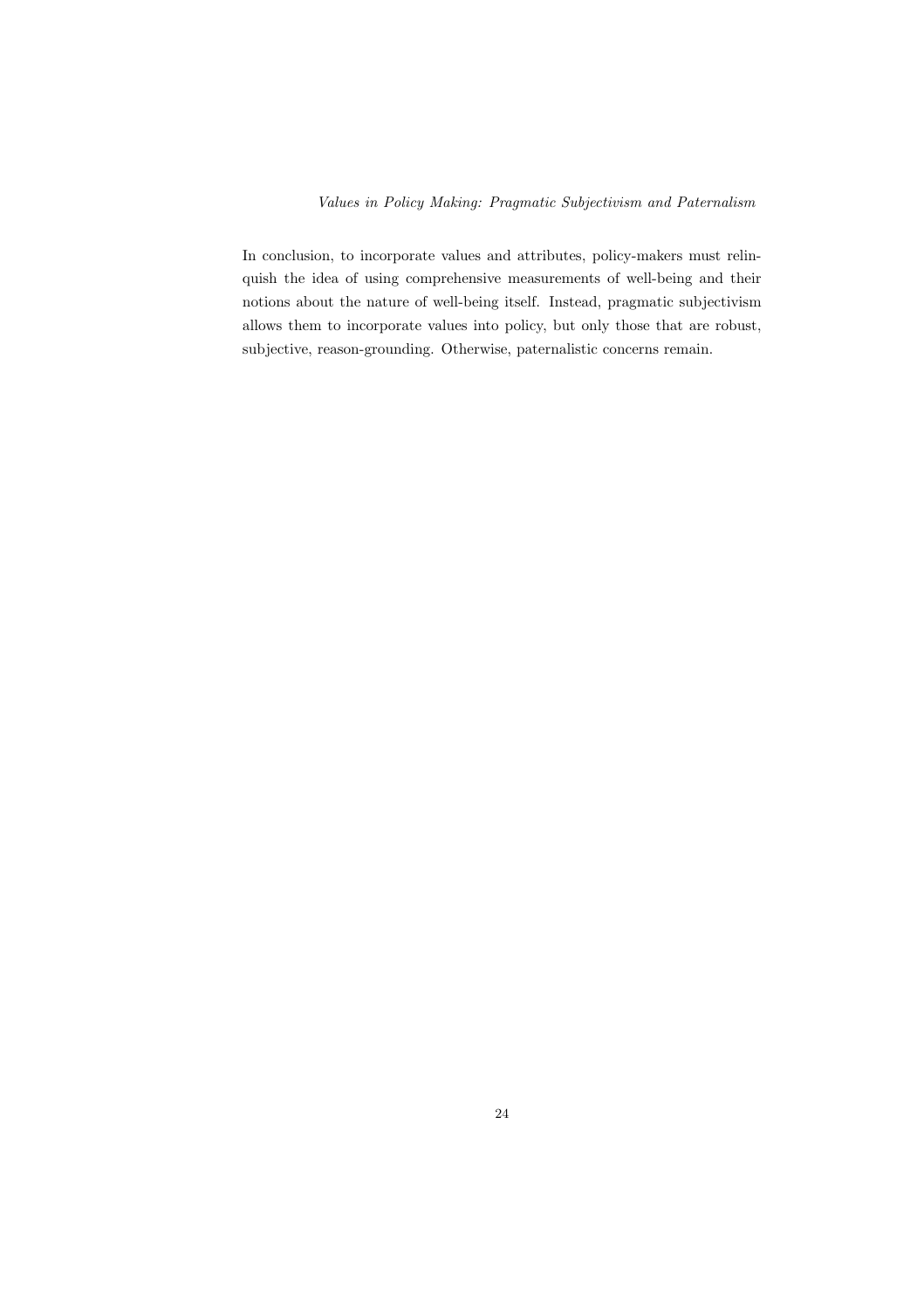In conclusion, to incorporate values and attributes, policy-makers must relinquish the idea of using comprehensive measurements of well-being and their notions about the nature of well-being itself. Instead, pragmatic subjectivism allows them to incorporate values into policy, but only those that are robust, subjective, reason-grounding. Otherwise, paternalistic concerns remain.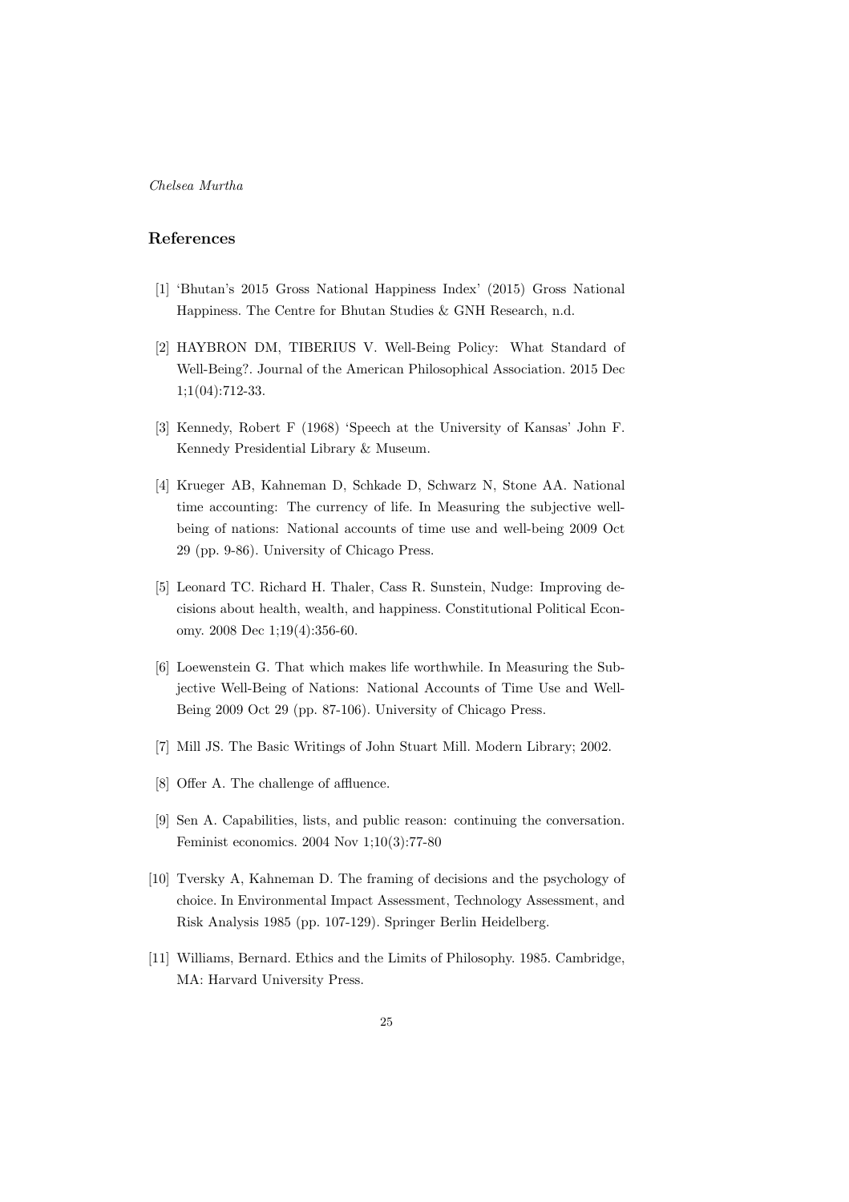## References

[1] 'Bhutan's 2015 Gross National Happiness Index' (2015) Gross National Happiness. The Centre for Bhutan Studies & GNH Research, n.d.

[2] HAYBRON DM, TIBERIUS V. Well-Being Policy: What Standard of Well-Being?. Journal of the American Philosophical Association. 2015 Dec 1;1(04):712-33.

[3] Kennedy, Robert F (1968) 'Speech at the University of Kansas' John F. Kennedy Presidential Library & Museum.

[4] Krueger AB, Kahneman D, Schkade D, Schwarz N, Stone AA. National time accounting: The currency of life. In Measuring the subjective well-being of nations: National accounts of time use and well-being 2009 Oct 29 (pp. 9-86). University of Chicago Press.

[5] Leonard TC. Richard H. Thaler, Cass R. Sunstein, Nudge: Improving decisions about health, wealth, and happiness. Constitutional Political Economy. 2008 Dec 1;19(4):356-60.

[6] Loewenstein G. That which makes life worthwhile. In Measuring the Subjective Well-Being of Nations: National Accounts of Time Use and Well-Being 2009 Oct 29 (pp. 87-106). University of Chicago Press.

[7] Mill JS. The Basic Writings of John Stuart Mill. Modern Library; 2002.

[8] Offer A. The challenge of affluence.

[9] Sen A. Capabilities, lists, and public reason: continuing the conversation. Feminist economics. 2004 Nov 1;10(3):77-80

[10] Tversky A, Kahneman D. The framing of decisions and the psychology of choice. In Environmental Impact Assessment, Technology Assessment, and Risk Analysis 1985 (pp. 107-129). Springer Berlin Heidelberg.

[11] Williams, Bernard. Ethics and the Limits of Philosophy. 1985. Cambridge, MA: Harvard University Press.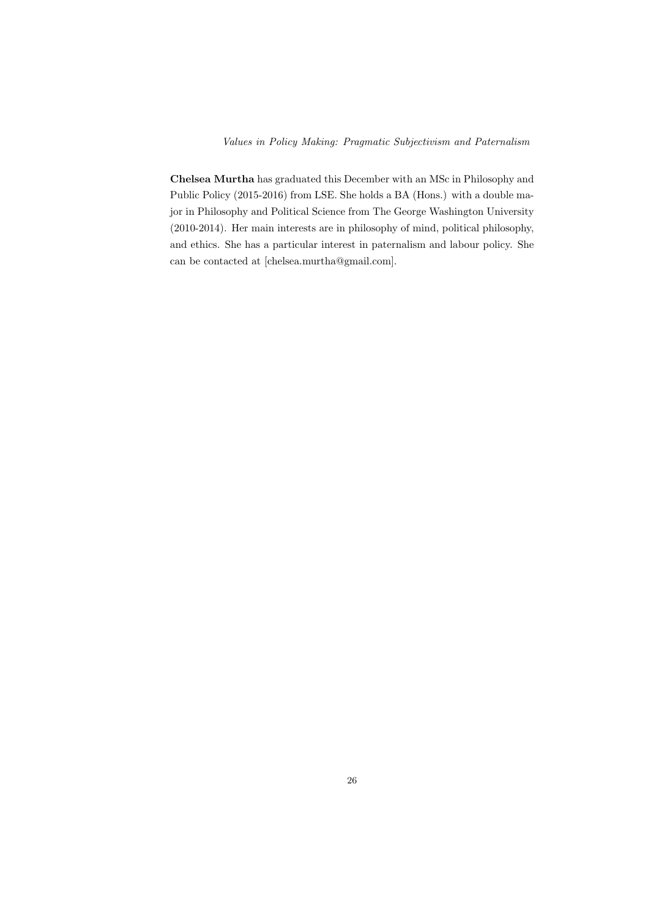**Chelsea Murtha** has graduated this December with an MSc in Philosophy and Public Policy (2015-2016) from LSE. She holds a BA (Hons.) with a double major in Philosophy and Political Science from The George Washington University (2010-2014). Her main interests are in philosophy of mind, political philosophy, and ethics. She has a particular interest in paternalism and labour policy. She can be contacted at [chelsea.murtha@gmail.com].